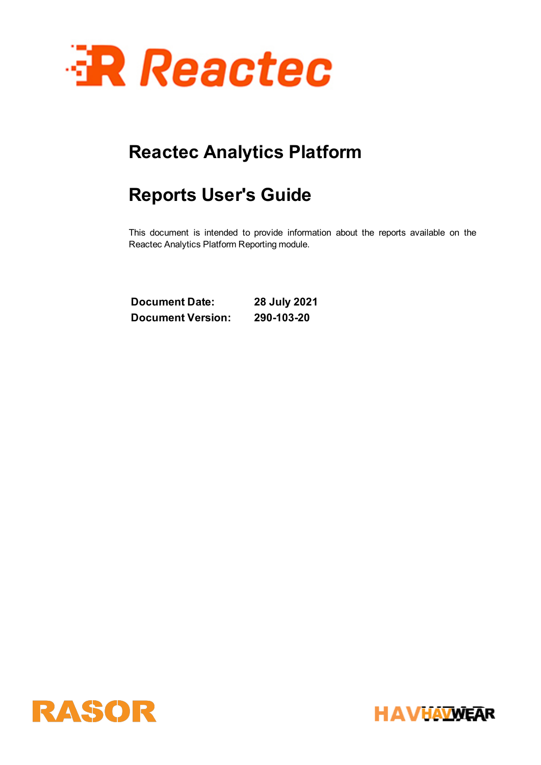# Reactec Analytics Platform

# Reports User's Guide

This document is intended to provide information about the reports available on the Reactec Analytics Platform Reporting module.

| | |
|---|---|
| **Document Date:** | **28 July 2021** |
| **Document Version:** | **290-103-20** |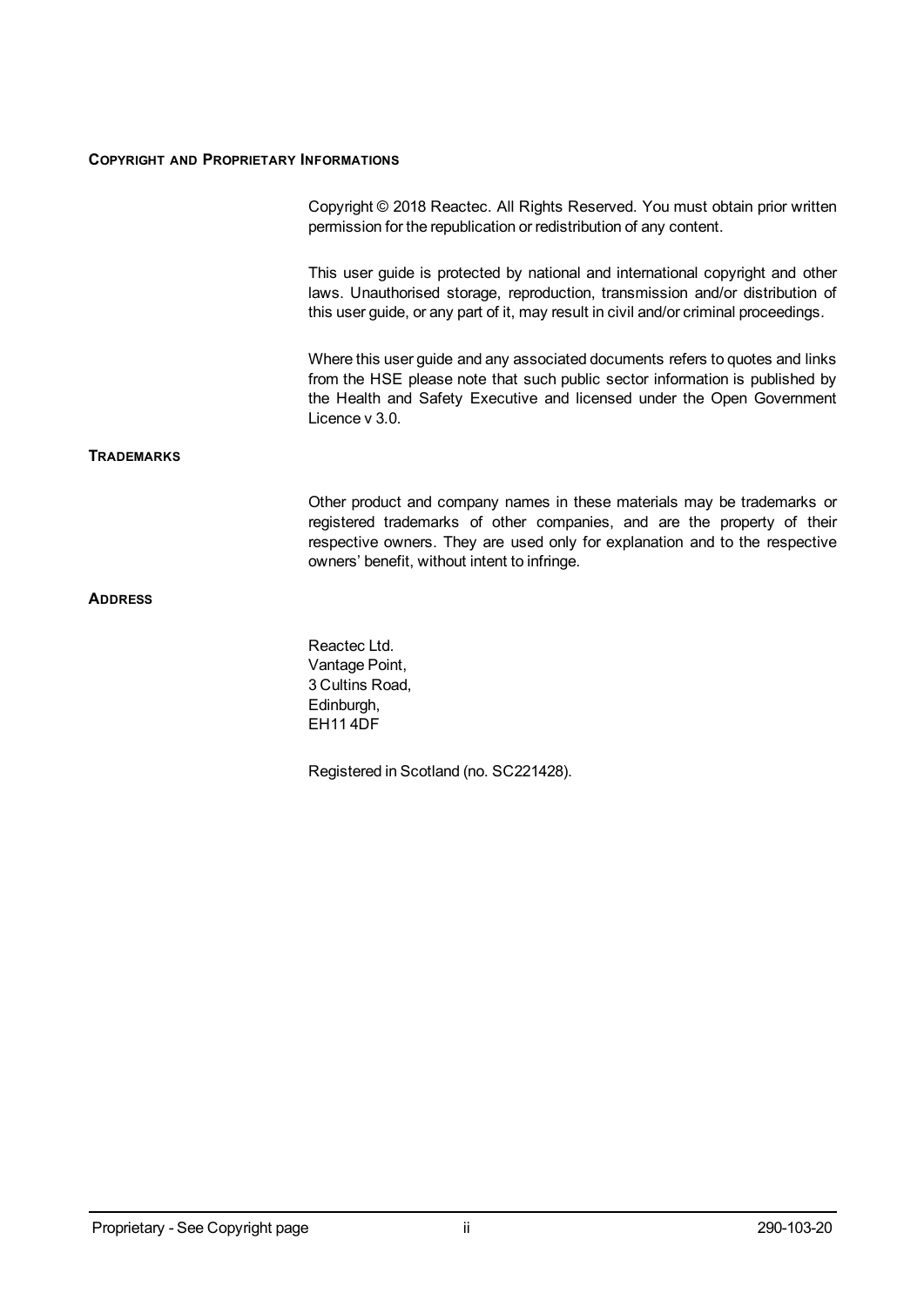## COPYRIGHT AND PROPRIETARY INFORMATIONS

Copyright © 2018 Reactec. All Rights Reserved. You must obtain prior written permission for the republication or redistribution of any content.

This user guide is protected by national and international copyright and other laws. Unauthorised storage, reproduction, transmission and/or distribution of this user guide, or any part of it, may result in civil and/or criminal proceedings.

Where this user guide and any associated documents refers to quotes and links from the HSE please note that such public sector information is published by the Health and Safety Executive and licensed under the Open Government Licence v 3.0.

## TRADEMARKS

Other product and company names in these materials may be trademarks or registered trademarks of other companies, and are the property of their respective owners. They are used only for explanation and to the respective owners' benefit, without intent to infringe.

## ADDRESS

Reactec Ltd.
Vantage Point,
3 Cultins Road,
Edinburgh,
EH11 4DF

Registered in Scotland (no. SC221428).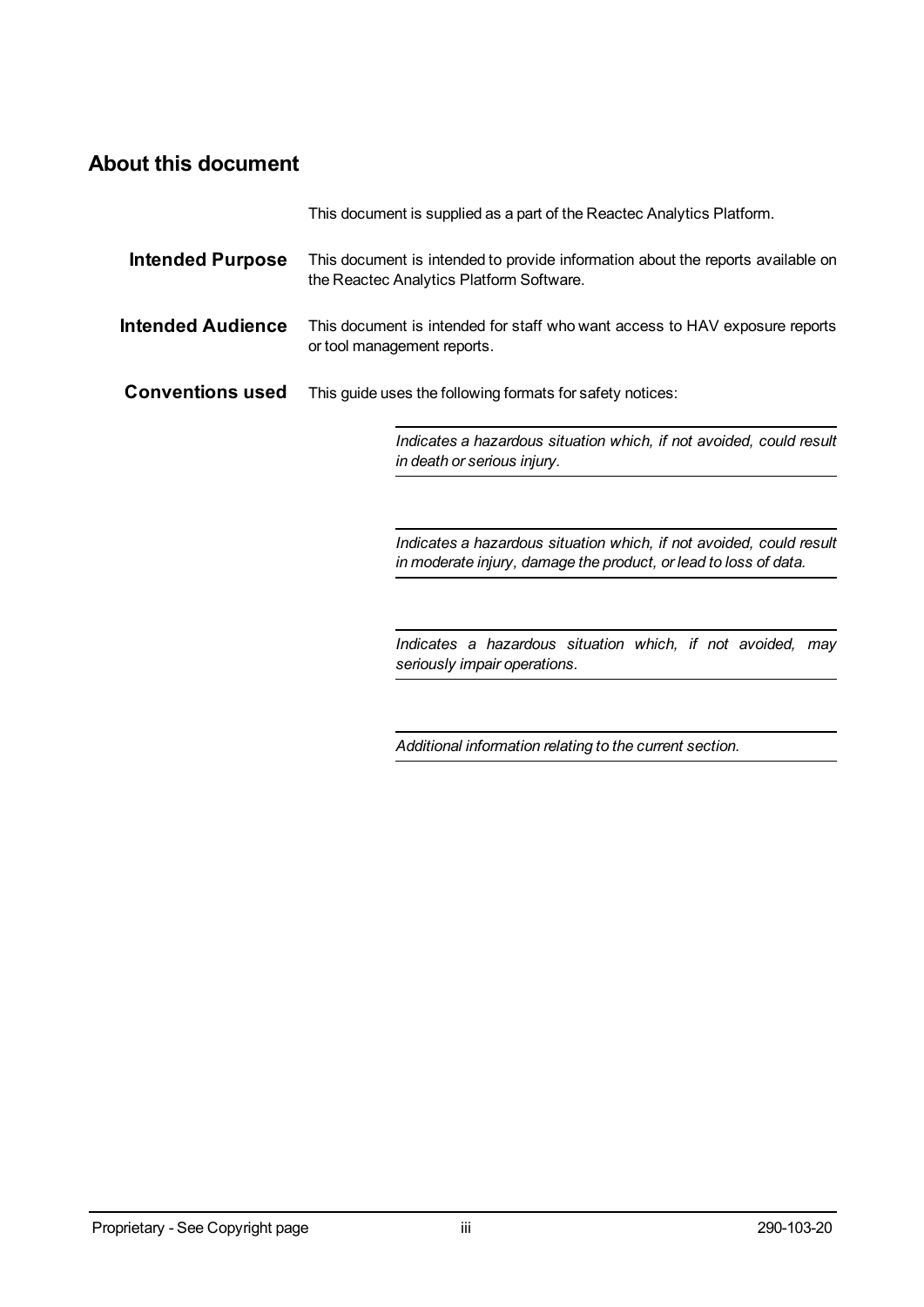## About this document

This document is supplied as a part of the Reactec Analytics Platform.

**Intended Purpose** This document is intended to provide information about the reports available on the Reactec Analytics Platform Software.

**Intended Audience** This document is intended for staff who want access to HAV exposure reports or tool management reports.

**Conventions used** This guide uses the following formats for safety notices:

---

*Indicates a hazardous situation which, if not avoided, could result in death or serious injury.*

---

*Indicates a hazardous situation which, if not avoided, could result in moderate injury, damage the product, or lead to loss of data.*

---

*Indicates a hazardous situation which, if not avoided, may seriously impair operations.*

---

*Additional information relating to the current section.*

---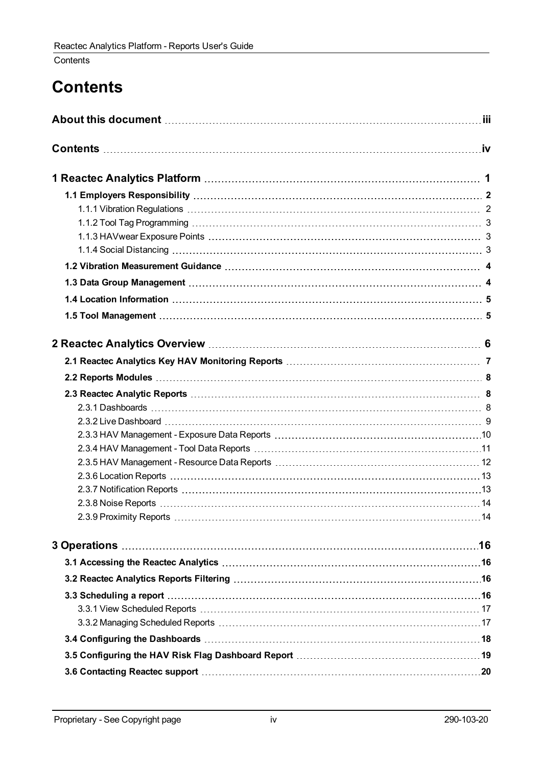# Contents

**About this document** ..... iii

**Contents** ..... iv

**1 Reactec Analytics Platform** ..... 1

- **1.1 Employers Responsibility** ..... 2
  - 1.1.1 Vibration Regulations ..... 2
  - 1.1.2 Tool Tag Programming ..... 3
  - 1.1.3 HAVwear Exposure Points ..... 3
  - 1.1.4 Social Distancing ..... 3
- **1.2 Vibration Measurement Guidance** ..... 4
- **1.3 Data Group Management** ..... 4
- **1.4 Location Information** ..... 5
- **1.5 Tool Management** ..... 5

**2 Reactec Analytics Overview** ..... 6

- **2.1 Reactec Analytics Key HAV Monitoring Reports** ..... 7
- **2.2 Reports Modules** ..... 8
- **2.3 Reactec Analytic Reports** ..... 8
  - 2.3.1 Dashboards ..... 8
  - 2.3.2 Live Dashboard ..... 9
  - 2.3.3 HAV Management - Exposure Data Reports ..... 10
  - 2.3.4 HAV Management - Tool Data Reports ..... 11
  - 2.3.5 HAV Management - Resource Data Reports ..... 12
  - 2.3.6 Location Reports ..... 13
  - 2.3.7 Notification Reports ..... 13
  - 2.3.8 Noise Reports ..... 14
  - 2.3.9 Proximity Reports ..... 14

**3 Operations** ..... 16

- **3.1 Accessing the Reactec Analytics** ..... 16
- **3.2 Reactec Analytics Reports Filtering** ..... 16
- **3.3 Scheduling a report** ..... 16
  - 3.3.1 View Scheduled Reports ..... 17
  - 3.3.2 Managing Scheduled Reports ..... 17
- **3.4 Configuring the Dashboards** ..... 18
- **3.5 Configuring the HAV Risk Flag Dashboard Report** ..... 19
- **3.6 Contacting Reactec support** ..... 20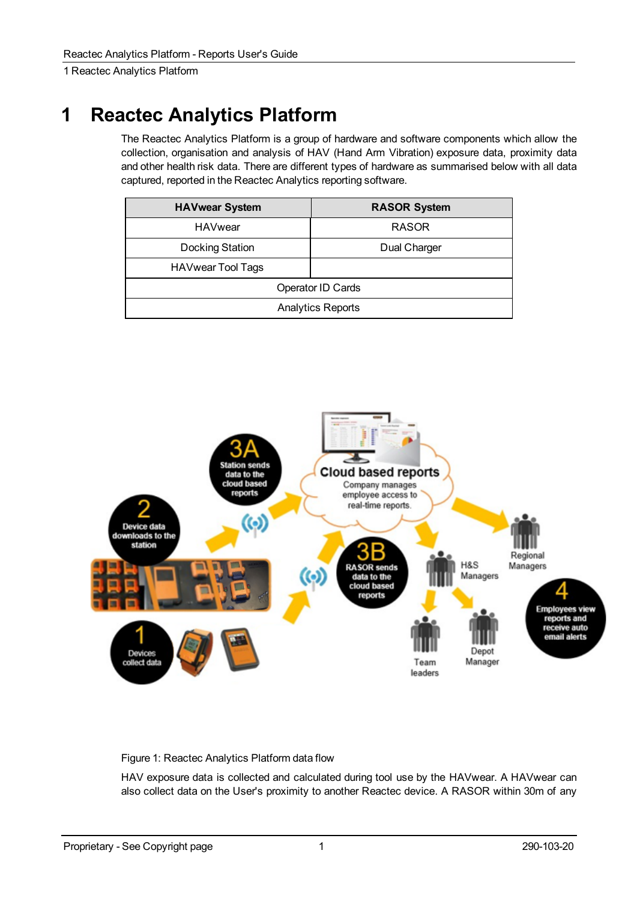# 1 Reactec Analytics Platform

The Reactec Analytics Platform is a group of hardware and software components which allow the collection, organisation and analysis of HAV (Hand Arm Vibration) exposure data, proximity data and other health risk data. There are different types of hardware as summarised below with all data captured, reported in the Reactec Analytics reporting software.

| HAVwear System | RASOR System |
|---|---|
| HAVwear | RASOR |
| Docking Station | Dual Charger |
| HAVwear Tool Tags | |
| Operator ID Cards | |
| Analytics Reports | |

Figure 1: Reactec Analytics Platform data flow

HAV exposure data is collected and calculated during tool use by the HAVwear. A HAVwear can also collect data on the User's proximity to another Reactec device. A RASOR within 30m of any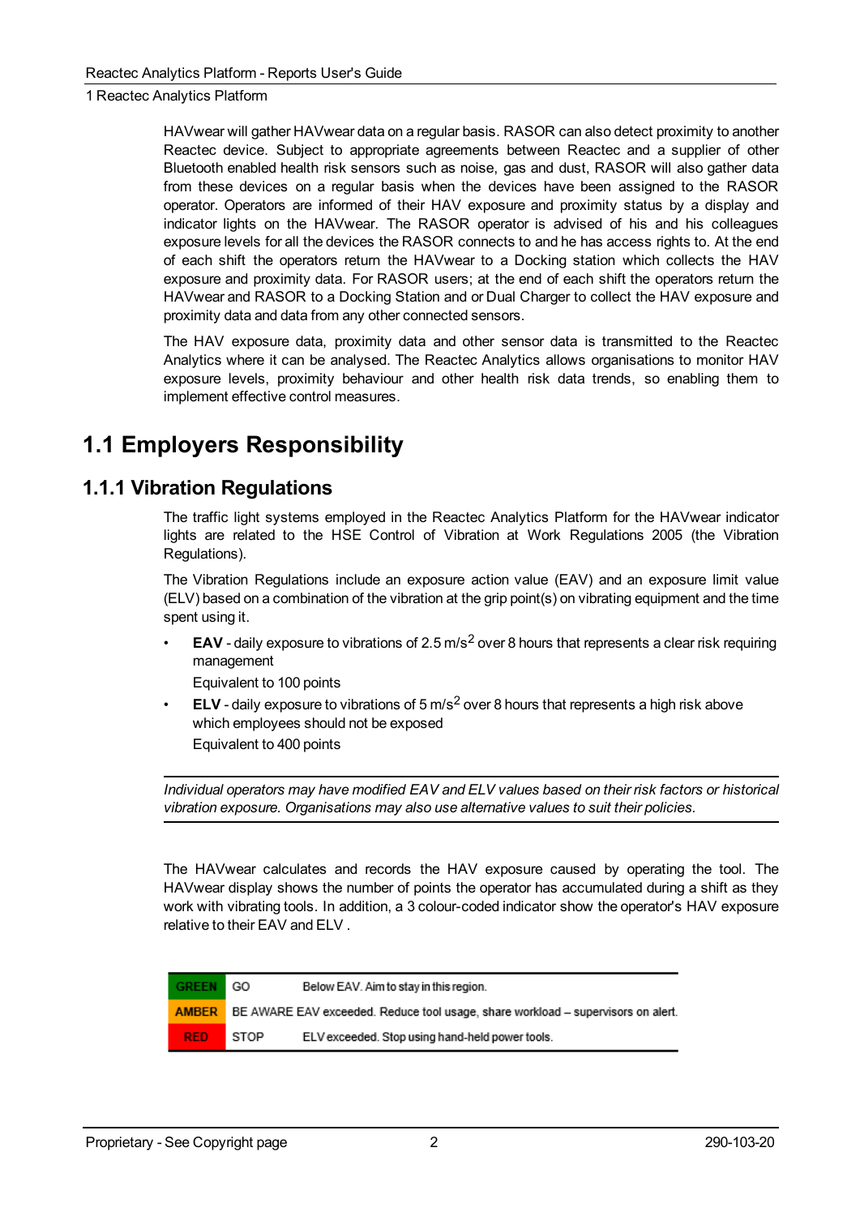HAVwear will gather HAVwear data on a regular basis. RASOR can also detect proximity to another Reactec device. Subject to appropriate agreements between Reactec and a supplier of other Bluetooth enabled health risk sensors such as noise, gas and dust, RASOR will also gather data from these devices on a regular basis when the devices have been assigned to the RASOR operator. Operators are informed of their HAV exposure and proximity status by a display and indicator lights on the HAVwear. The RASOR operator is advised of his and his colleagues exposure levels for all the devices the RASOR connects to and he has access rights to. At the end of each shift the operators return the HAVwear to a Docking station which collects the HAV exposure and proximity data. For RASOR users; at the end of each shift the operators return the HAVwear and RASOR to a Docking Station and or Dual Charger to collect the HAV exposure and proximity data and data from any other connected sensors.

The HAV exposure data, proximity data and other sensor data is transmitted to the Reactec Analytics where it can be analysed. The Reactec Analytics allows organisations to monitor HAV exposure levels, proximity behaviour and other health risk data trends, so enabling them to implement effective control measures.

# 1.1 Employers Responsibility

## 1.1.1 Vibration Regulations

The traffic light systems employed in the Reactec Analytics Platform for the HAVwear indicator lights are related to the HSE Control of Vibration at Work Regulations 2005 (the Vibration Regulations).

The Vibration Regulations include an exposure action value (EAV) and an exposure limit value (ELV) based on a combination of the vibration at the grip point(s) on vibrating equipment and the time spent using it.

- **EAV** - daily exposure to vibrations of 2.5 $m/s^2$ over 8 hours that represents a clear risk requiring management

  Equivalent to 100 points
- **ELV** - daily exposure to vibrations of 5 $m/s^2$ over 8 hours that represents a high risk above which employees should not be exposed

  Equivalent to 400 points

---

*Individual operators may have modified EAV and ELV values based on their risk factors or historical vibration exposure. Organisations may also use alternative values to suit their policies.*

---

The HAVwear calculates and records the HAV exposure caused by operating the tool. The HAVwear display shows the number of points the operator has accumulated during a shift as they work with vibrating tools. In addition, a 3 colour-coded indicator show the operator's HAV exposure relative to their EAV and ELV .

| | | |
|---|---|---|
| GREEN | GO | Below EAV. Aim to stay in this region. |
| AMBER | BE AWARE | EAV exceeded. Reduce tool usage, share workload – supervisors on alert. |
| RED | STOP | ELV exceeded. Stop using hand-held power tools. |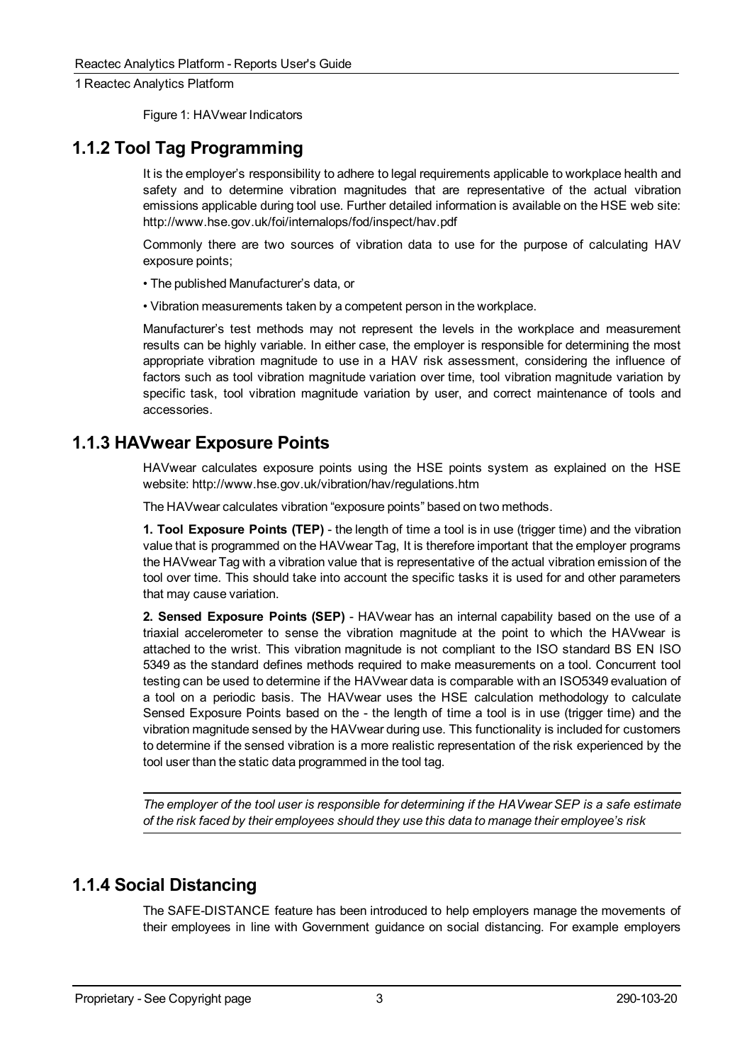Figure 1: HAVwear Indicators

## 1.1.2 Tool Tag Programming

It is the employer's responsibility to adhere to legal requirements applicable to workplace health and safety and to determine vibration magnitudes that are representative of the actual vibration emissions applicable during tool use. Further detailed information is available on the HSE web site: http://www.hse.gov.uk/foi/internalops/fod/inspect/hav.pdf

Commonly there are two sources of vibration data to use for the purpose of calculating HAV exposure points;

• The published Manufacturer's data, or

• Vibration measurements taken by a competent person in the workplace.

Manufacturer's test methods may not represent the levels in the workplace and measurement results can be highly variable. In either case, the employer is responsible for determining the most appropriate vibration magnitude to use in a HAV risk assessment, considering the influence of factors such as tool vibration magnitude variation over time, tool vibration magnitude variation by specific task, tool vibration magnitude variation by user, and correct maintenance of tools and accessories.

## 1.1.3 HAVwear Exposure Points

HAVwear calculates exposure points using the HSE points system as explained on the HSE website: http://www.hse.gov.uk/vibration/hav/regulations.htm

The HAVwear calculates vibration "exposure points" based on two methods.

**1. Tool Exposure Points (TEP)** - the length of time a tool is in use (trigger time) and the vibration value that is programmed on the HAVwear Tag, It is therefore important that the employer programs the HAVwear Tag with a vibration value that is representative of the actual vibration emission of the tool over time. This should take into account the specific tasks it is used for and other parameters that may cause variation.

**2. Sensed Exposure Points (SEP)** - HAVwear has an internal capability based on the use of a triaxial accelerometer to sense the vibration magnitude at the point to which the HAVwear is attached to the wrist. This vibration magnitude is not compliant to the ISO standard BS EN ISO 5349 as the standard defines methods required to make measurements on a tool. Concurrent tool testing can be used to determine if the HAVwear data is comparable with an ISO5349 evaluation of a tool on a periodic basis. The HAVwear uses the HSE calculation methodology to calculate Sensed Exposure Points based on the - the length of time a tool is in use (trigger time) and the vibration magnitude sensed by the HAVwear during use. This functionality is included for customers to determine if the sensed vibration is a more realistic representation of the risk experienced by the tool user than the static data programmed in the tool tag.

---

*The employer of the tool user is responsible for determining if the HAVwear SEP is a safe estimate of the risk faced by their employees should they use this data to manage their employee's risk*

---

## 1.1.4 Social Distancing

The SAFE-DISTANCE feature has been introduced to help employers manage the movements of their employees in line with Government guidance on social distancing. For example employers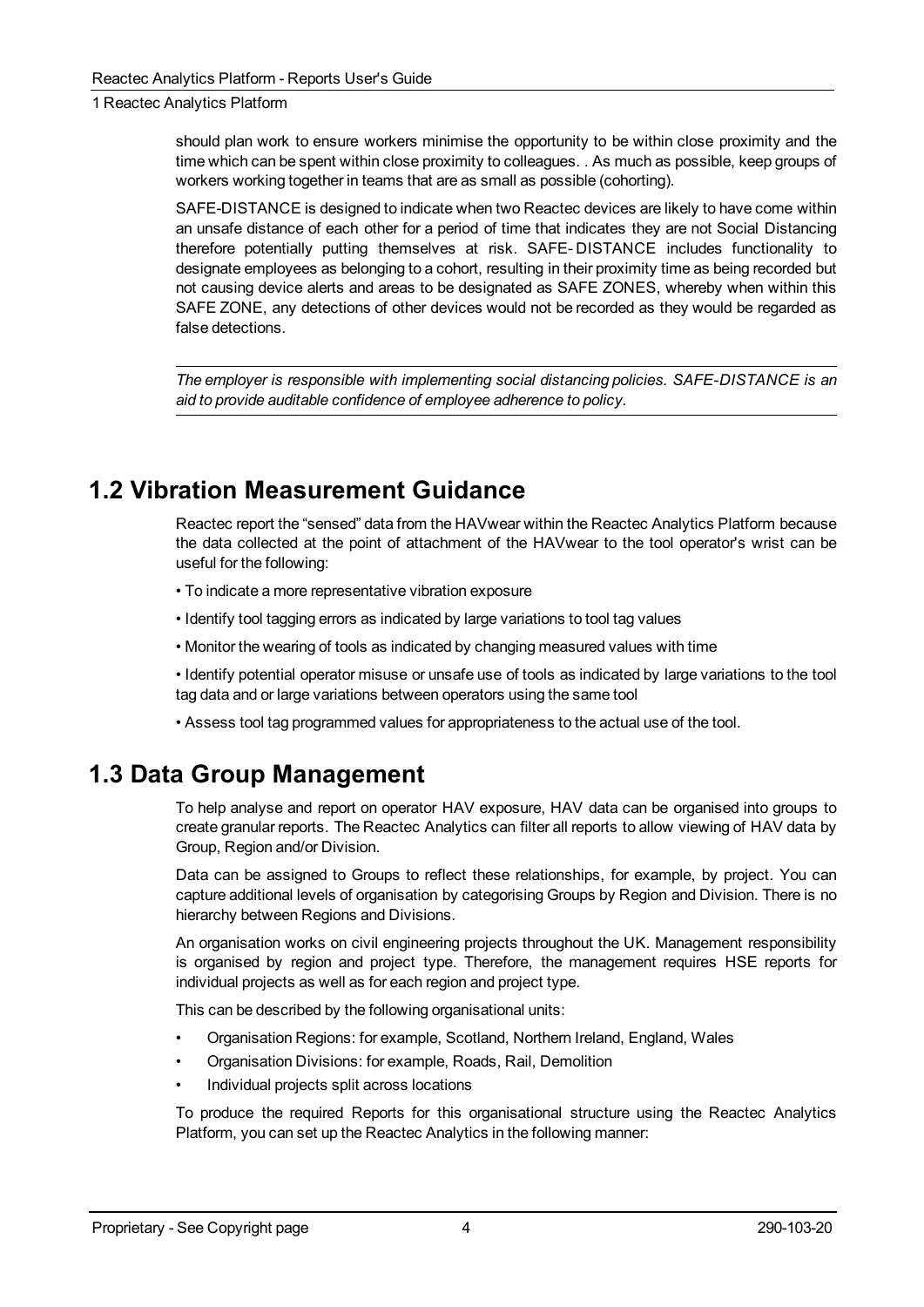should plan work to ensure workers minimise the opportunity to be within close proximity and the time which can be spent within close proximity to colleagues. . As much as possible, keep groups of workers working together in teams that are as small as possible (cohorting).

SAFE-DISTANCE is designed to indicate when two Reactec devices are likely to have come within an unsafe distance of each other for a period of time that indicates they are not Social Distancing therefore potentially putting themselves at risk. SAFE- DISTANCE includes functionality to designate employees as belonging to a cohort, resulting in their proximity time as being recorded but not causing device alerts and areas to be designated as SAFE ZONES, whereby when within this SAFE ZONE, any detections of other devices would not be recorded as they would be regarded as false detections.

---

*The employer is responsible with implementing social distancing policies. SAFE-DISTANCE is an aid to provide auditable confidence of employee adherence to policy.*

---

## 1.2 Vibration Measurement Guidance

Reactec report the "sensed" data from the HAVwear within the Reactec Analytics Platform because the data collected at the point of attachment of the HAVwear to the tool operator's wrist can be useful for the following:

- To indicate a more representative vibration exposure
- Identify tool tagging errors as indicated by large variations to tool tag values
- Monitor the wearing of tools as indicated by changing measured values with time
- Identify potential operator misuse or unsafe use of tools as indicated by large variations to the tool tag data and or large variations between operators using the same tool
- Assess tool tag programmed values for appropriateness to the actual use of the tool.

## 1.3 Data Group Management

To help analyse and report on operator HAV exposure, HAV data can be organised into groups to create granular reports. The Reactec Analytics can filter all reports to allow viewing of HAV data by Group, Region and/or Division.

Data can be assigned to Groups to reflect these relationships, for example, by project. You can capture additional levels of organisation by categorising Groups by Region and Division. There is no hierarchy between Regions and Divisions.

An organisation works on civil engineering projects throughout the UK. Management responsibility is organised by region and project type. Therefore, the management requires HSE reports for individual projects as well as for each region and project type.

This can be described by the following organisational units:

- Organisation Regions: for example, Scotland, Northern Ireland, England, Wales
- Organisation Divisions: for example, Roads, Rail, Demolition
- Individual projects split across locations

To produce the required Reports for this organisational structure using the Reactec Analytics Platform, you can set up the Reactec Analytics in the following manner: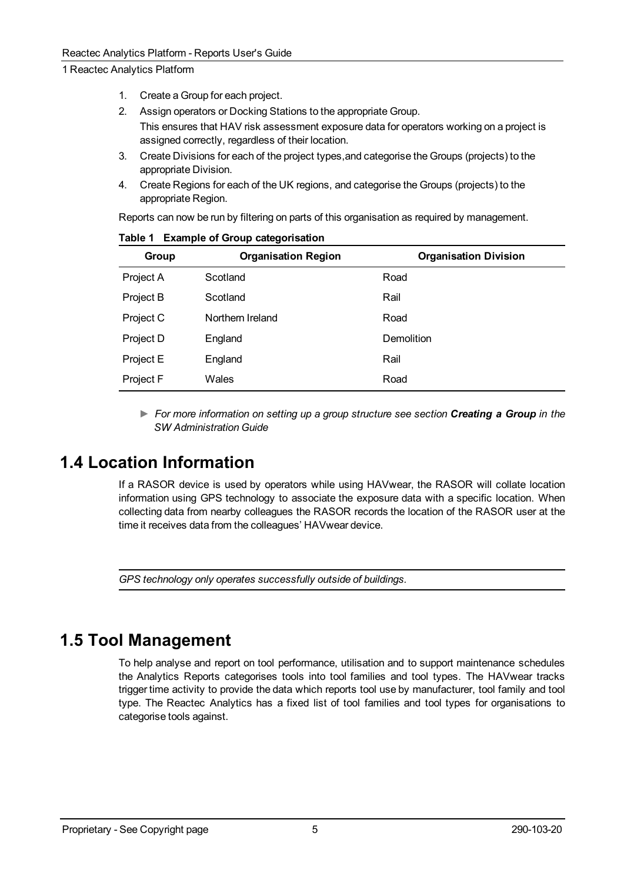1. Create a Group for each project.
2. Assign operators or Docking Stations to the appropriate Group.
   This ensures that HAV risk assessment exposure data for operators working on a project is assigned correctly, regardless of their location.
3. Create Divisions for each of the project types,and categorise the Groups (projects) to the appropriate Division.
4. Create Regions for each of the UK regions, and categorise the Groups (projects) to the appropriate Region.

Reports can now be run by filtering on parts of this organisation as required by management.

**Table 1 Example of Group categorisation**

| Group | Organisation Region | Organisation Division |
|---|---|---|
| Project A | Scotland | Road |
| Project B | Scotland | Rail |
| Project C | Northern Ireland | Road |
| Project D | England | Demolition |
| Project E | England | Rail |
| Project F | Wales | Road |

► *For more information on setting up a group structure see section **Creating a Group** in the SW Administration Guide*

## 1.4 Location Information

If a RASOR device is used by operators while using HAVwear, the RASOR will collate location information using GPS technology to associate the exposure data with a specific location. When collecting data from nearby colleagues the RASOR records the location of the RASOR user at the time it receives data from the colleagues' HAVwear device.

---

*GPS technology only operates successfully outside of buildings.*

---

## 1.5 Tool Management

To help analyse and report on tool performance, utilisation and to support maintenance schedules the Analytics Reports categorises tools into tool families and tool types. The HAVwear tracks trigger time activity to provide the data which reports tool use by manufacturer, tool family and tool type. The Reactec Analytics has a fixed list of tool families and tool types for organisations to categorise tools against.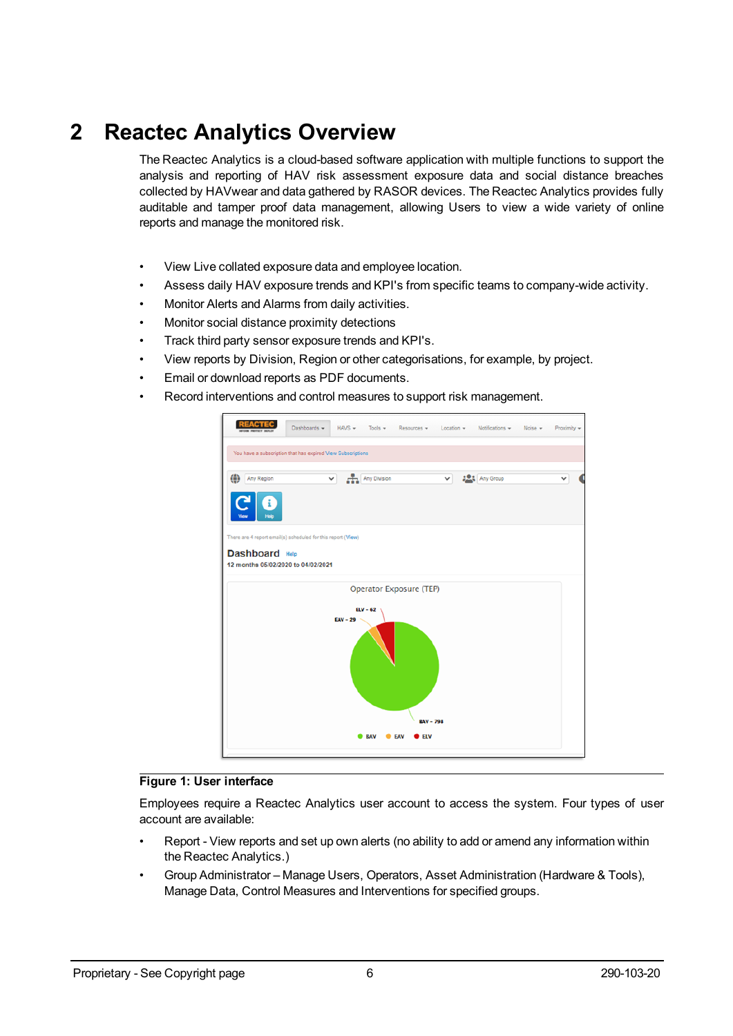# 2 Reactec Analytics Overview

The Reactec Analytics is a cloud-based software application with multiple functions to support the analysis and reporting of HAV risk assessment exposure data and social distance breaches collected by HAVwear and data gathered by RASOR devices. The Reactec Analytics provides fully auditable and tamper proof data management, allowing Users to view a wide variety of online reports and manage the monitored risk.

- View Live collated exposure data and employee location.
- Assess daily HAV exposure trends and KPI's from specific teams to company-wide activity.
- Monitor Alerts and Alarms from daily activities.
- Monitor social distance proximity detections
- Track third party sensor exposure trends and KPI's.
- View reports by Division, Region or other categorisations, for example, by project.
- Email or download reports as PDF documents.
- Record interventions and control measures to support risk management.

**Figure 1: User interface**

Employees require a Reactec Analytics user account to access the system. Four types of user account are available:

- Report - View reports and set up own alerts (no ability to add or amend any information within the Reactec Analytics.)
- Group Administrator – Manage Users, Operators, Asset Administration (Hardware & Tools), Manage Data, Control Measures and Interventions for specified groups.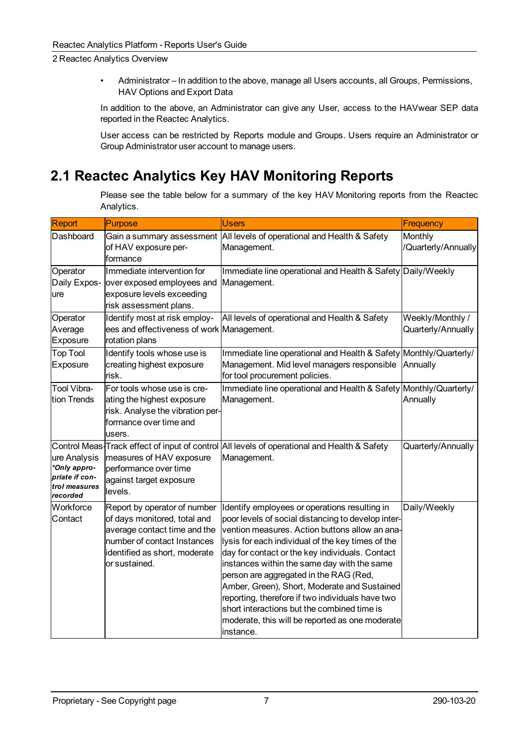- Administrator – In addition to the above, manage all Users accounts, all Groups, Permissions, HAV Options and Export Data

In addition to the above, an Administrator can give any User, access to the HAVwear SEP data reported in the Reactec Analytics.

User access can be restricted by Reports module and Groups. Users require an Administrator or Group Administrator user account to manage users.

## 2.1 Reactec Analytics Key HAV Monitoring Reports

Please see the table below for a summary of the key HAV Monitoring reports from the Reactec Analytics.

| Report | Purpose | Users | Frequency |
|---|---|---|---|
| Dashboard | Gain a summary assessment of HAV exposure performance | All levels of operational and Health & Safety Management. | Monthly /Quarterly/Annually |
| Operator Daily Exposure | Immediate intervention for over exposed employees and exposure levels exceeding risk assessment plans. | Immediate line operational and Health & Safety Management. | Daily/Weekly |
| Operator Average Exposure | Identify most at risk employees and effectiveness of work rotation plans | All levels of operational and Health & Safety Management. | Weekly/Monthly / Quarterly/Annually |
| Top Tool Exposure | Identify tools whose use is creating highest exposure risk. | Immediate line operational and Health & Safety Management. Mid level managers responsible for tool procurement policies. | Monthly/Quarterly/ Annually |
| Tool Vibration Trends | For tools whose use is creating the highest exposure risk. Analyse the vibration performance over time and users. | Immediate line operational and Health & Safety Management. | Monthly/Quarterly/ Annually |
| Control Measure Analysis ***Only appropriate if control measures recorded*** | Track effect of input of control measures of HAV exposure performance over time against target exposure levels. | All levels of operational and Health & Safety Management. | Quarterly/Annually |
| Workforce Contact | Report by operator of number of days monitored, total and average contact time and the number of contact Instances identified as short, moderate or sustained. | Identify employees or operations resulting in poor levels of social distancing to develop intervention measures. Action buttons allow an analysis for each individual of the key times of the day for contact or the key individuals. Contact instances within the same day with the same person are aggregated in the RAG (Red, Amber, Green), Short, Moderate and Sustained reporting, therefore if two individuals have two short interactions but the combined time is moderate, this will be reported as one moderate instance. | Daily/Weekly |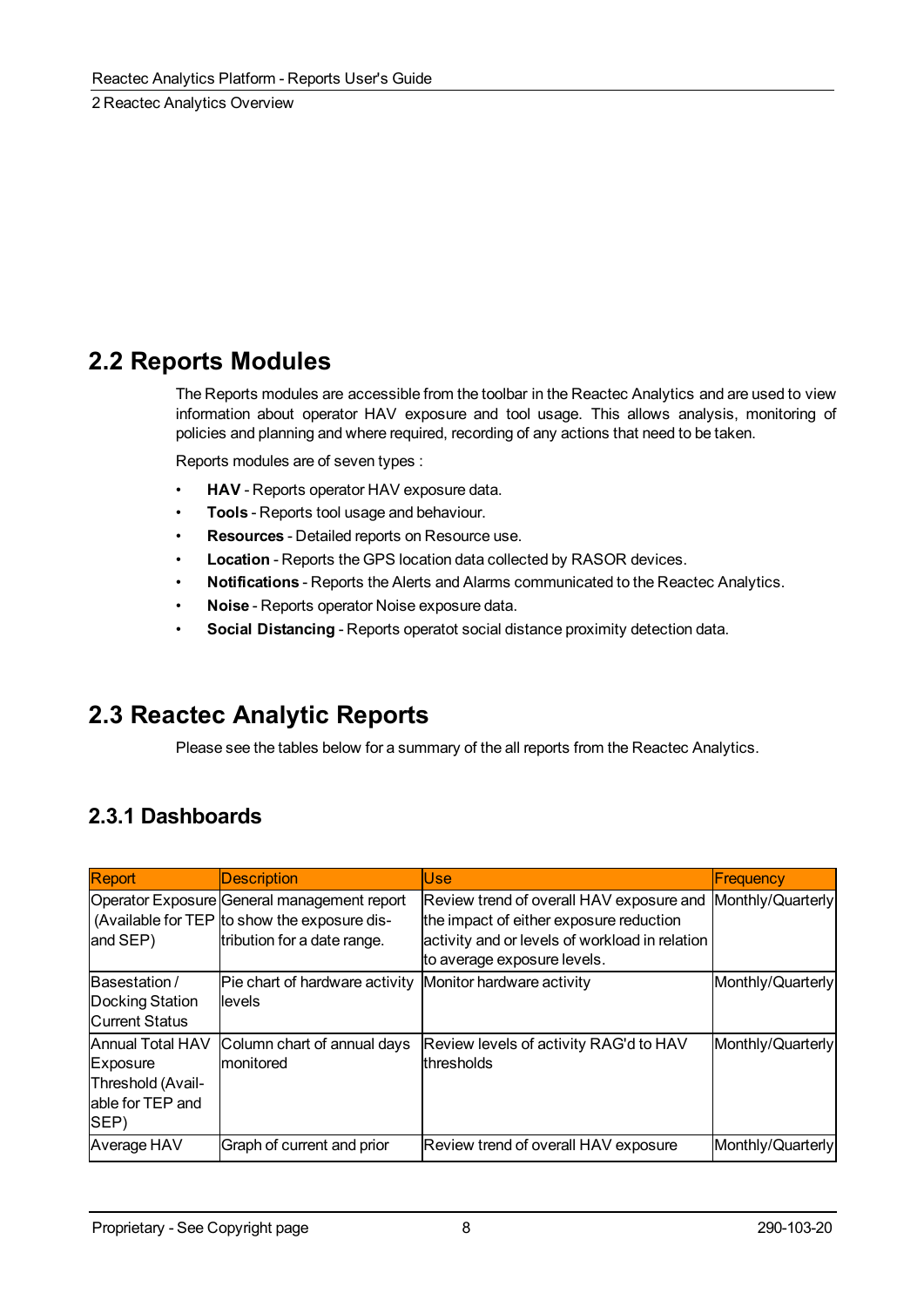## 2.2 Reports Modules

The Reports modules are accessible from the toolbar in the Reactec Analytics and are used to view information about operator HAV exposure and tool usage. This allows analysis, monitoring of policies and planning and where required, recording of any actions that need to be taken.

Reports modules are of seven types :

- **HAV** - Reports operator HAV exposure data.
- **Tools** - Reports tool usage and behaviour.
- **Resources** - Detailed reports on Resource use.
- **Location** - Reports the GPS location data collected by RASOR devices.
- **Notifications** - Reports the Alerts and Alarms communicated to the Reactec Analytics.
- **Noise** - Reports operator Noise exposure data.
- **Social Distancing** - Reports operatot social distance proximity detection data.

## 2.3 Reactec Analytic Reports

Please see the tables below for a summary of the all reports from the Reactec Analytics.

### 2.3.1 Dashboards

| Report | Description | Use | Frequency |
|---|---|---|---|
| Operator Exposure (Available for TEP and SEP) | General management report to show the exposure distribution for a date range. | Review trend of overall HAV exposure and the impact of either exposure reduction activity and or levels of workload in relation to average exposure levels. | Monthly/Quarterly |
| Basestation / Docking Station Current Status | Pie chart of hardware activity levels | Monitor hardware activity | Monthly/Quarterly |
| Annual Total HAV Exposure Threshold (Available for TEP and SEP) | Column chart of annual days monitored | Review levels of activity RAG'd to HAV thresholds | Monthly/Quarterly |
| Average HAV | Graph of current and prior | Review trend of overall HAV exposure | Monthly/Quarterly |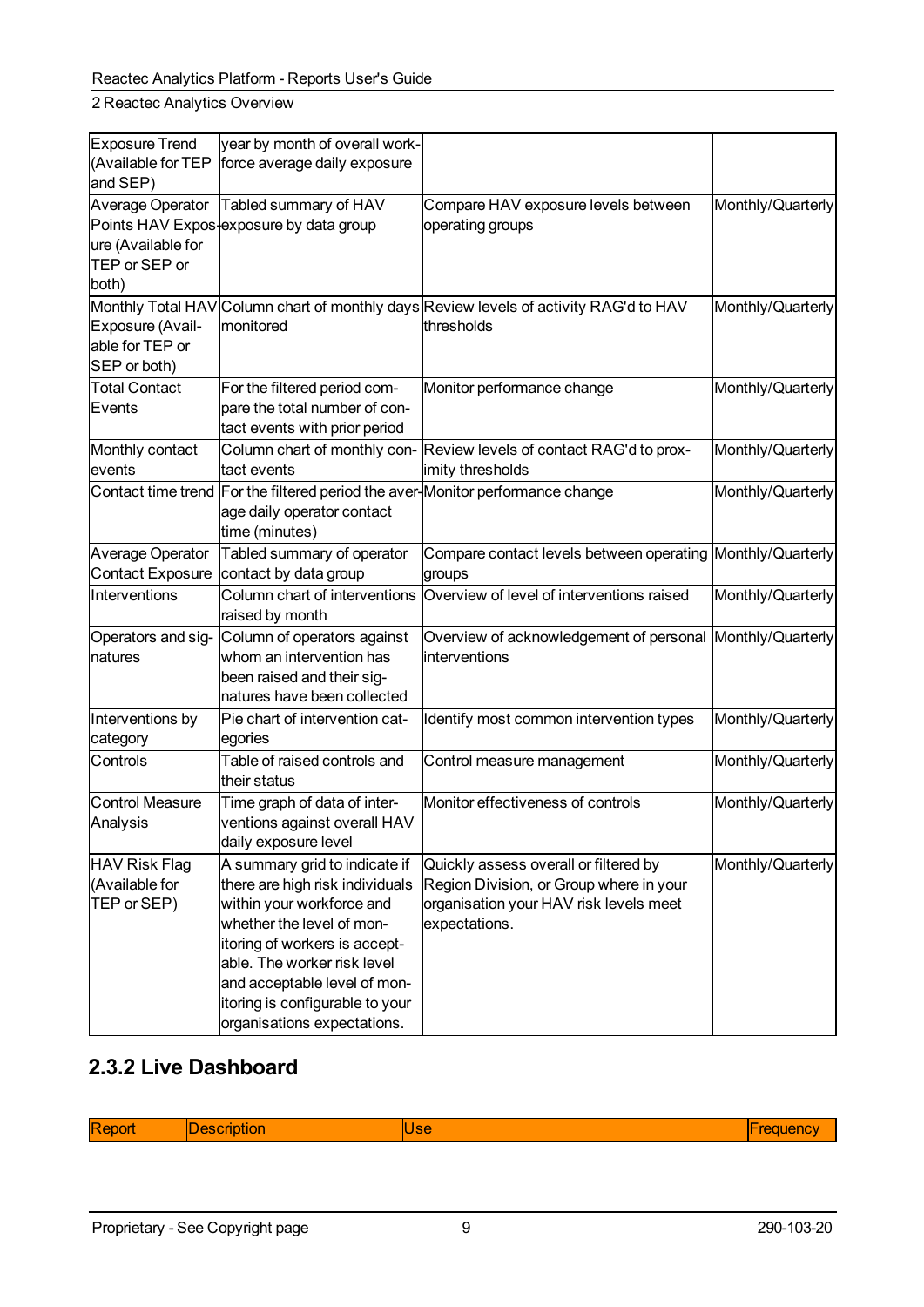| | | | |
|---|---|---|---|
| Exposure Trend (Available for TEP and SEP) | year by month of overall workforce average daily exposure | | |
| Average Operator Points HAV Exposure (Available for TEP or SEP or both) | Tabled summary of HAV exposure by data group | Compare HAV exposure levels between operating groups | Monthly/Quarterly |
| Monthly Total HAV Exposure (Available for TEP or SEP or both) | Column chart of monthly days monitored | Review levels of activity RAG'd to HAV thresholds | Monthly/Quarterly |
| Total Contact Events | For the filtered period compare the total number of contact events with prior period | Monitor performance change | Monthly/Quarterly |
| Monthly contact events | Column chart of monthly contact events | Review levels of contact RAG'd to proximity thresholds | Monthly/Quarterly |
| Contact time trend | For the filtered period the average daily operator contact time (minutes) | Monitor performance change | Monthly/Quarterly |
| Average Operator Contact Exposure | Tabled summary of operator contact by data group | Compare contact levels between operating groups | Monthly/Quarterly |
| Interventions | Column chart of interventions raised by month | Overview of level of interventions raised | Monthly/Quarterly |
| Operators and signatures | Column of operators against whom an intervention has been raised and their signatures have been collected | Overview of acknowledgement of personal interventions | Monthly/Quarterly |
| Interventions by category | Pie chart of intervention categories | Identify most common intervention types | Monthly/Quarterly |
| Controls | Table of raised controls and their status | Control measure management | Monthly/Quarterly |
| Control Measure Analysis | Time graph of data of interventions against overall HAV daily exposure level | Monitor effectiveness of controls | Monthly/Quarterly |
| HAV Risk Flag (Available for TEP or SEP) | A summary grid to indicate if there are high risk individuals within your workforce and whether the level of monitoring of workers is acceptable. The worker risk level and acceptable level of monitoring is configurable to your organisations expectations. | Quickly assess overall or filtered by Region Division, or Group where in your organisation your HAV risk levels meet expectations. | Monthly/Quarterly |

## 2.3.2 Live Dashboard

| Report | Description | Use | Frequency |
|---|---|---|---|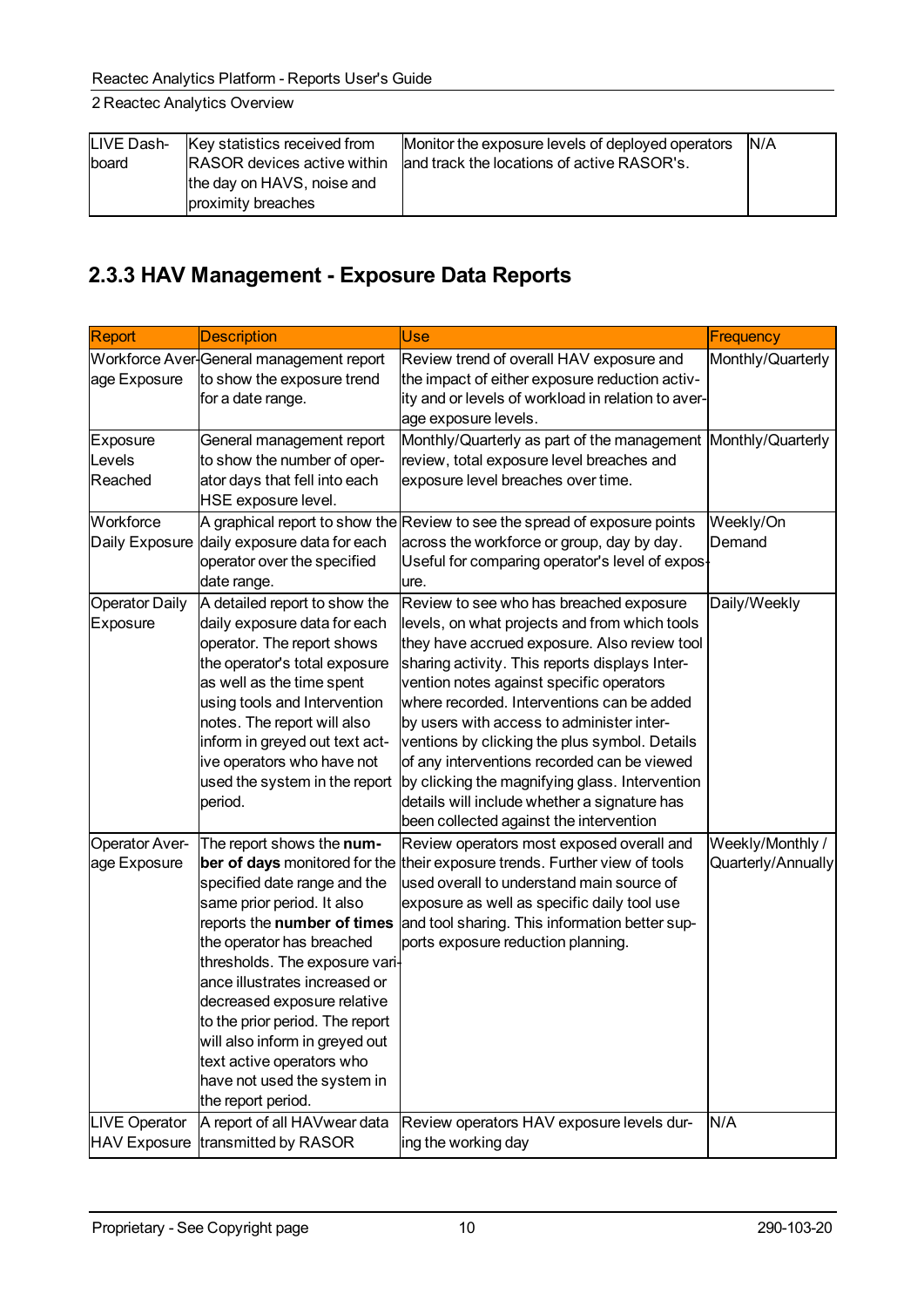| LIVE Dashboard | Key statistics received from RASOR devices active within the day on HAVS, noise and proximity breaches | Monitor the exposure levels of deployed operators and track the locations of active RASOR's. | N/A |
|---|---|---|---|

### 2.3.3 HAV Management - Exposure Data Reports

| Report | Description | Use | Frequency |
|---|---|---|---|
| Workforce Average Exposure | General management report to show the exposure trend for a date range. | Review trend of overall HAV exposure and the impact of either exposure reduction activity and or levels of workload in relation to average exposure levels. | Monthly/Quarterly |
| Exposure Levels Reached | General management report to show the number of operator days that fell into each HSE exposure level. | Monthly/Quarterly as part of the management review, total exposure level breaches and exposure level breaches over time. | Monthly/Quarterly |
| Workforce Daily Exposure | A graphical report to show the daily exposure data for each operator over the specified date range. | Review to see the spread of exposure points across the workforce or group, day by day. Useful for comparing operator's level of exposure. | Weekly/On Demand |
| Operator Daily Exposure | A detailed report to show the daily exposure data for each operator. The report shows the operator's total exposure as well as the time spent using tools and Intervention notes. The report will also inform in greyed out text active operators who have not used the system in the report period. | Review to see who has breached exposure levels, on what projects and from which tools they have accrued exposure. Also review tool sharing activity. This reports displays Intervention notes against specific operators where recorded. Interventions can be added by users with access to administer interventions by clicking the plus symbol. Details of any interventions recorded can be viewed by clicking the magnifying glass. Intervention details will include whether a signature has been collected against the intervention | Daily/Weekly |
| Operator Average Exposure | The report shows the **number of days** monitored for the specified date range and the same prior period. It also reports the **number of times** the operator has breached thresholds. The exposure variance illustrates increased or decreased exposure relative to the prior period. The report will also inform in greyed out text active operators who have not used the system in the report period. | Review operators most exposed overall and their exposure trends. Further view of tools used overall to understand main source of exposure as well as specific daily tool use and tool sharing. This information better supports exposure reduction planning. | Weekly/Monthly / Quarterly/Annually |
| LIVE Operator HAV Exposure | A report of all HAVwear data transmitted by RASOR | Review operators HAV exposure levels during the working day | N/A |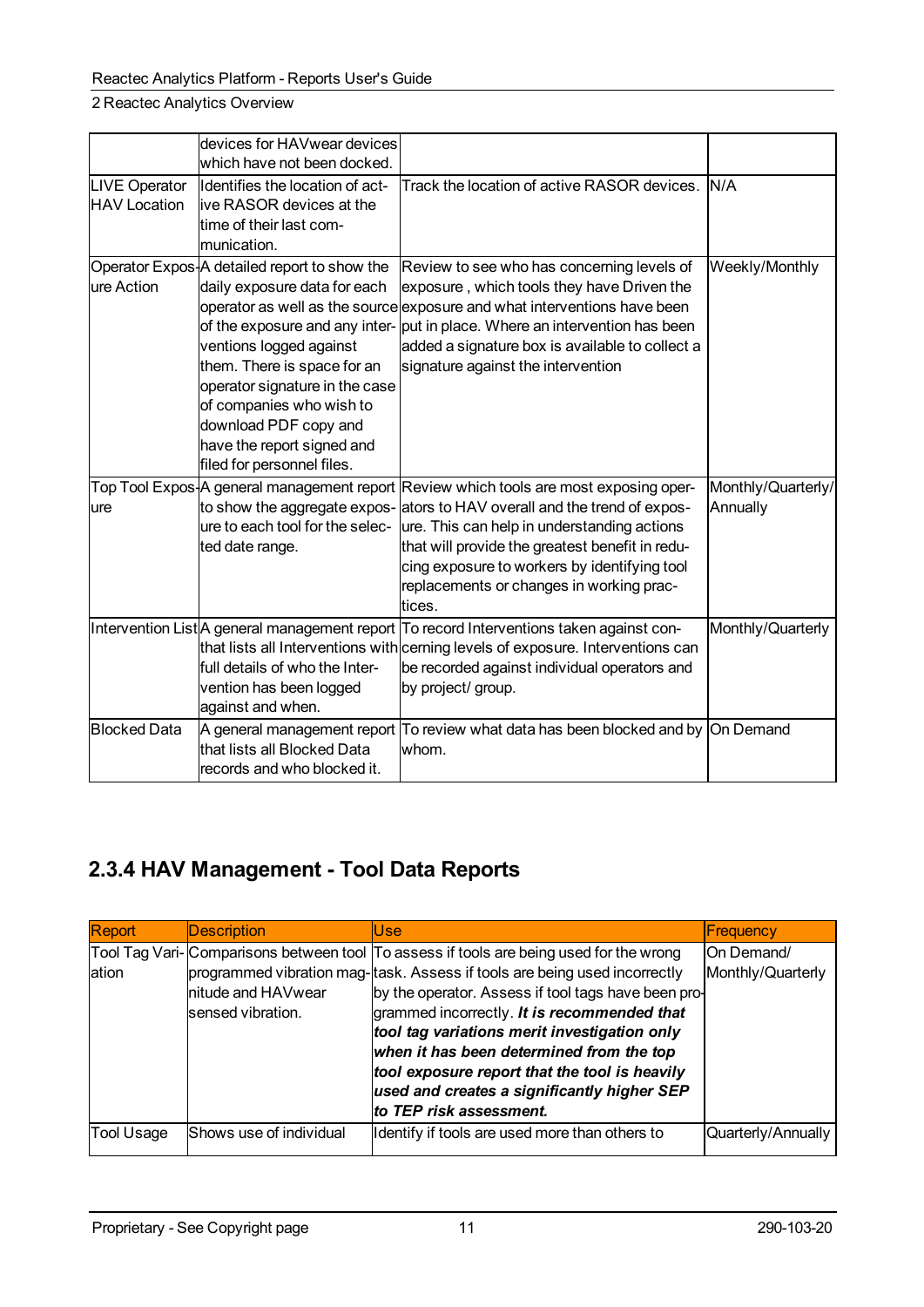| | | | |
|---|---|---|---|
| | devices for HAVwear devices which have not been docked. | | |
| LIVE Operator HAV Location | Identifies the location of active RASOR devices at the time of their last communication. | Track the location of active RASOR devices. | N/A |
| Operator Exposure Action | A detailed report to show the daily exposure data for each operator as well as the source of the exposure and any interventions logged against them. There is space for an operator signature in the case of companies who wish to download PDF copy and have the report signed and filed for personnel files. | Review to see who has concerning levels of exposure , which tools they have Driven the exposure and what interventions have been put in place. Where an intervention has been added a signature box is available to collect a signature against the intervention | Weekly/Monthly |
| Top Tool Exposure | A general management report to show the aggregate exposure to each tool for the selected date range. | Review which tools are most exposing operators to HAV overall and the trend of exposure. This can help in understanding actions that will provide the greatest benefit in reducing exposure to workers by identifying tool replacements or changes in working practices. | Monthly/Quarterly/ Annually |
| Intervention List | A general management report that lists all Interventions with full details of who the Intervention has been logged against and when. | To record Interventions taken against concerning levels of exposure. Interventions can be recorded against individual operators and by project/ group. | Monthly/Quarterly |
| Blocked Data | A general management report that lists all Blocked Data records and who blocked it. | To review what data has been blocked and by whom. | On Demand |

### 2.3.4 HAV Management - Tool Data Reports

| Report | Description | Use | Frequency |
|---|---|---|---|
| Tool Tag Variation | Comparisons between tool programmed vibration magnitude and HAVwear sensed vibration. | To assess if tools are being used for the wrong task. Assess if tools are being used incorrectly by the operator. Assess if tool tags have been programmed incorrectly. ***It is recommended that tool tag variations merit investigation only when it has been determined from the top tool exposure report that the tool is heavily used and creates a significantly higher SEP to TEP risk assessment.*** | On Demand/ Monthly/Quarterly |
| Tool Usage | Shows use of individual | Identify if tools are used more than others to | Quarterly/Annually |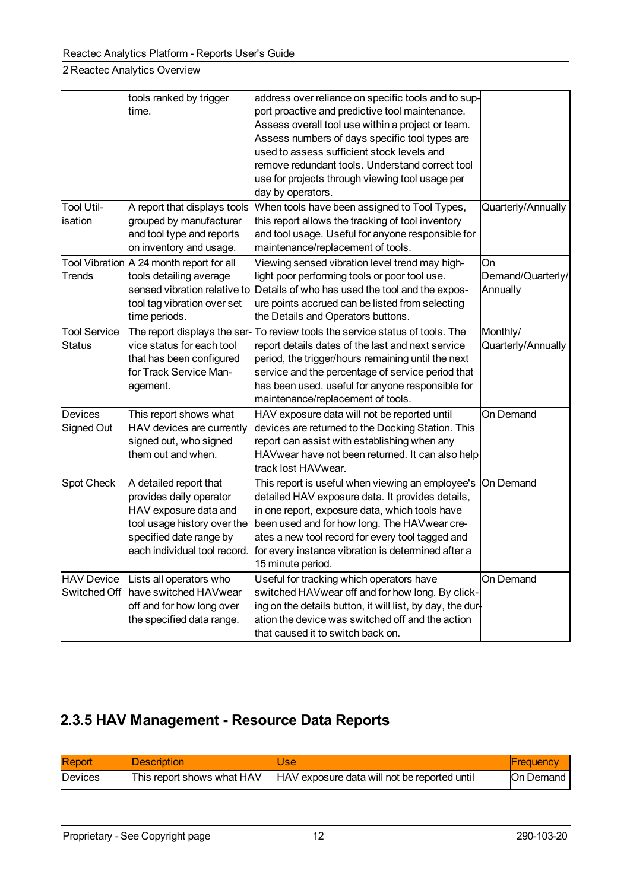| | | | |
|---|---|---|---|
| | tools ranked by trigger time. | address over reliance on specific tools and to support proactive and predictive tool maintenance. Assess overall tool use within a project or team. Assess numbers of days specific tool types are used to assess sufficient stock levels and remove redundant tools. Understand correct tool use for projects through viewing tool usage per day by operators. | |
| Tool Utilisation | A report that displays tools grouped by manufacturer and tool type and reports on inventory and usage. | When tools have been assigned to Tool Types, this report allows the tracking of tool inventory and tool usage. Useful for anyone responsible for maintenance/replacement of tools. | Quarterly/Annually |
| Tool Vibration Trends | A 24 month report for all tools detailing average sensed vibration relative to tool tag vibration over set time periods. | Viewing sensed vibration level trend may highlight poor performing tools or poor tool use. Details of who has used the tool and the exposure points accrued can be listed from selecting the Details and Operators buttons. | On Demand/Quarterly/Annually |
| Tool Service Status | The report displays the service status for each tool that has been configured for Track Service Management. | To review tools the service status of tools. The report details dates of the last and next service period, the trigger/hours remaining until the next service and the percentage of service period that has been used. useful for anyone responsible for maintenance/replacement of tools. | Monthly/Quarterly/Annually |
| Devices Signed Out | This report shows what HAV devices are currently signed out, who signed them out and when. | HAV exposure data will not be reported until devices are returned to the Docking Station. This report can assist with establishing when any HAVwear have not been returned. It can also help track lost HAVwear. | On Demand |
| Spot Check | A detailed report that provides daily operator HAV exposure data and tool usage history over the specified date range by each individual tool record. | This report is useful when viewing an employee's detailed HAV exposure data. It provides details, in one report, exposure data, which tools have been used and for how long. The HAVwear creates a new tool record for every tool tagged and for every instance vibration is determined after a 15 minute period. | On Demand |
| HAV Device Switched Off | Lists all operators who have switched HAVwear off and for how long over the specified data range. | Useful for tracking which operators have switched HAVwear off and for how long. By clicking on the details button, it will list, by day, the duration the device was switched off and the action that caused it to switch back on. | On Demand |

## 2.3.5 HAV Management - Resource Data Reports

| Report | Description | Use | Frequency |
|---|---|---|---|
| Devices | This report shows what HAV | HAV exposure data will not be reported until | On Demand |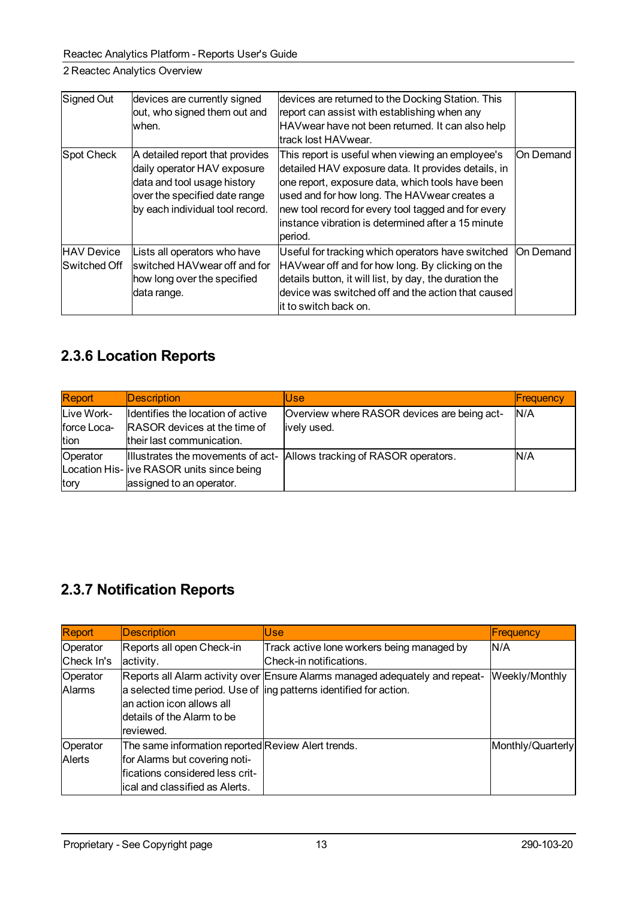| | | | |
|---|---|---|---|
| Signed Out | devices are currently signed out, who signed them out and when. | devices are returned to the Docking Station. This report can assist with establishing when any HAVwear have not been returned. It can also help track lost HAVwear. | |
| Spot Check | A detailed report that provides daily operator HAV exposure data and tool usage history over the specified date range by each individual tool record. | This report is useful when viewing an employee's detailed HAV exposure data. It provides details, in one report, exposure data, which tools have been used and for how long. The HAVwear creates a new tool record for every tool tagged and for every instance vibration is determined after a 15 minute period. | On Demand |
| HAV Device Switched Off | Lists all operators who have switched HAVwear off and for how long over the specified data range. | Useful for tracking which operators have switched HAVwear off and for how long. By clicking on the details button, it will list, by day, the duration the device was switched off and the action that caused it to switch back on. | On Demand |

## 2.3.6 Location Reports

| Report | Description | Use | Frequency |
|---|---|---|---|
| Live Workforce Location | Identifies the location of active RASOR devices at the time of their last communication. | Overview where RASOR devices are being actively used. | N/A |
| Operator Location History | Illustrates the movements of active RASOR units since being assigned to an operator. | Allows tracking of RASOR operators. | N/A |

## 2.3.7 Notification Reports

| Report | Description | Use | Frequency |
|---|---|---|---|
| Operator Check In's | Reports all open Check-in activity. | Track active lone workers being managed by Check-in notifications. | N/A |
| Operator Alarms | Reports all Alarm activity over a selected time period. Use of an action icon allows all details of the Alarm to be reviewed. | Ensure Alarms managed adequately and repeating patterns identified for action. | Weekly/Monthly |
| Operator Alerts | The same information reported for Alarms but covering notifications considered less critical and classified as Alerts. | Review Alert trends. | Monthly/Quarterly |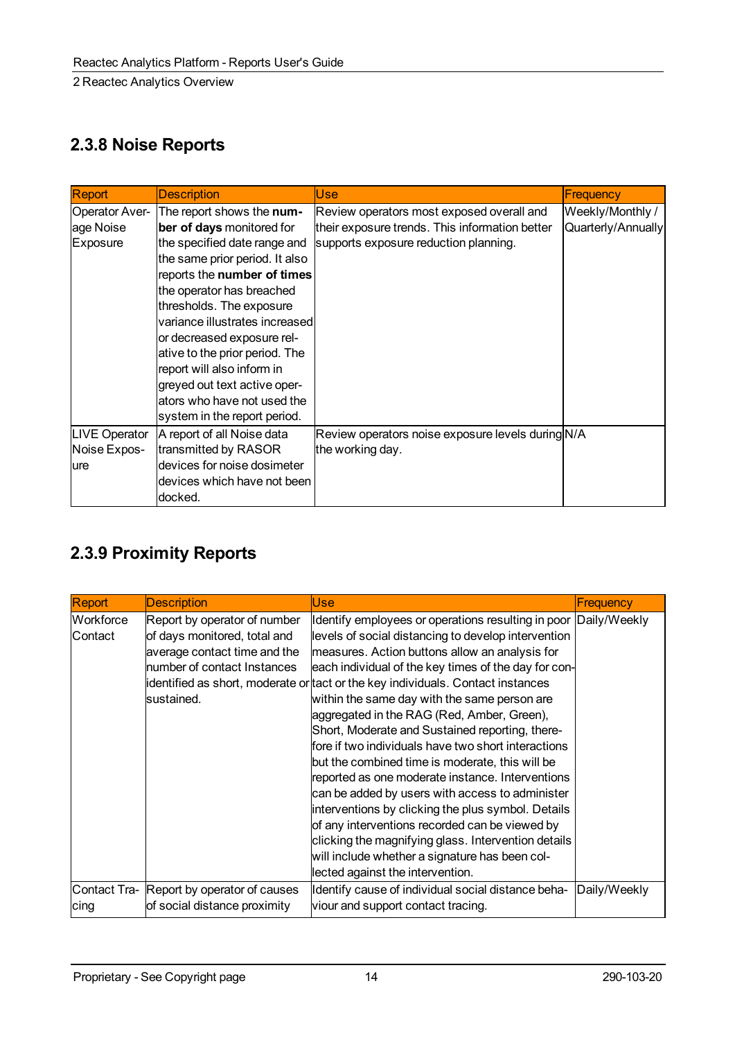## 2.3.8 Noise Reports

| Report | Description | Use | Frequency |
|---|---|---|---|
| Operator Average Noise Exposure | The report shows the **number of days** monitored for the specified date range and the same prior period. It also reports the **number of times** the operator has breached thresholds. The exposure variance illustrates increased or decreased exposure relative to the prior period. The report will also inform in greyed out text active operators who have not used the system in the report period. | Review operators most exposed overall and their exposure trends. This information better supports exposure reduction planning. | Weekly/Monthly / Quarterly/Annually |
| LIVE Operator Noise Exposure | A report of all Noise data transmitted by RASOR devices for noise dosimeter devices which have not been docked. | Review operators noise exposure levels during the working day. | N/A |

## 2.3.9 Proximity Reports

| Report | Description | Use | Frequency |
|---|---|---|---|
| Workforce Contact | Report by operator of number of days monitored, total and average contact time and the number of contact Instances identified as short, moderate or sustained. | Identify employees or operations resulting in poor levels of social distancing to develop intervention measures. Action buttons allow an analysis for each individual of the key times of the day for contact or the key individuals. Contact instances within the same day with the same person are aggregated in the RAG (Red, Amber, Green), Short, Moderate and Sustained reporting, therefore if two individuals have two short interactions but the combined time is moderate, this will be reported as one moderate instance. Interventions can be added by users with access to administer interventions by clicking the plus symbol. Details of any interventions recorded can be viewed by clicking the magnifying glass. Intervention details will include whether a signature has been collected against the intervention. | Daily/Weekly |
| Contact Tracing | Report by operator of causes of social distance proximity | Identify cause of individual social distance behaviour and support contact tracing. | Daily/Weekly |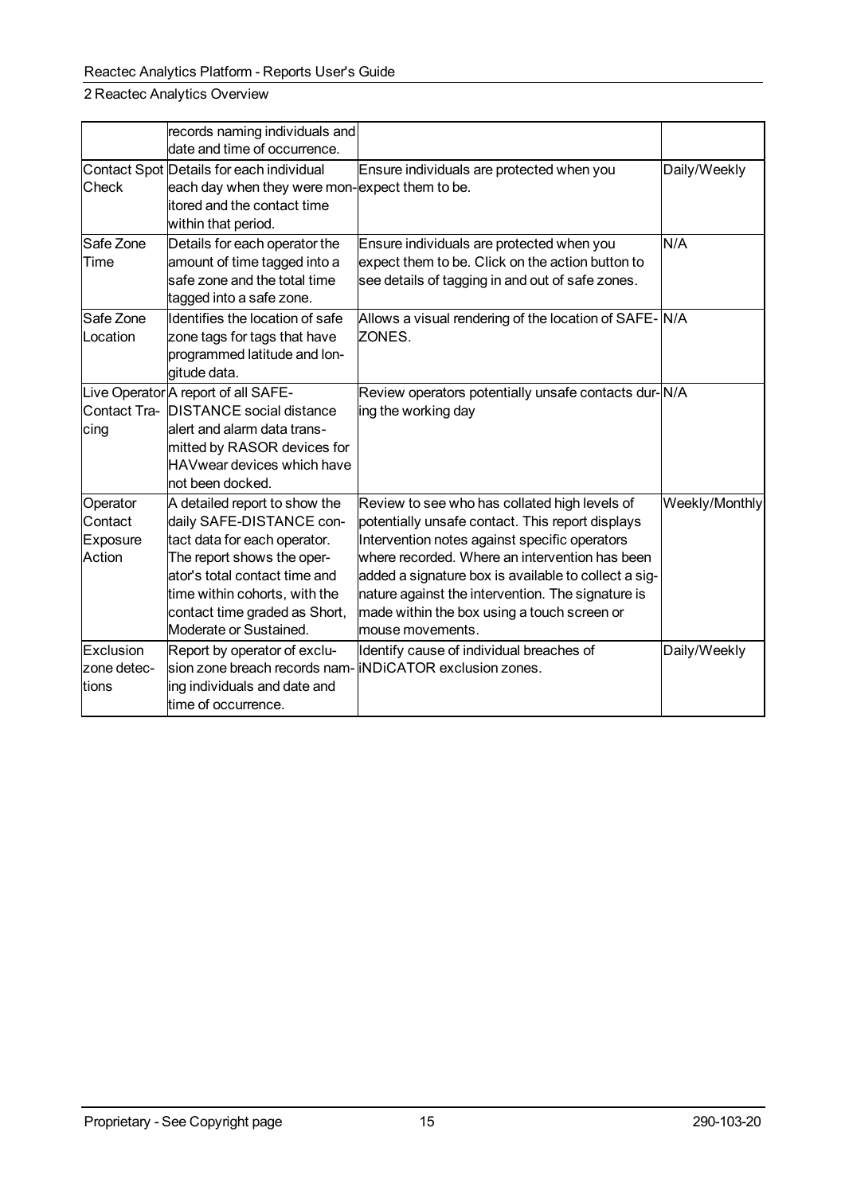| | | | |
|---|---|---|---|
| | records naming individuals and date and time of occurrence. | | |
| Contact Spot Check | Details for each individual each day when they were monitored and the contact time within that period. | Ensure individuals are protected when you expect them to be. | Daily/Weekly |
| Safe Zone Time | Details for each operator the amount of time tagged into a safe zone and the total time tagged into a safe zone. | Ensure individuals are protected when you expect them to be. Click on the action button to see details of tagging in and out of safe zones. | N/A |
| Safe Zone Location | Identifies the location of safe zone tags for tags that have programmed latitude and longitude data. | Allows a visual rendering of the location of SAFE-ZONES. | N/A |
| Live Operator Contact Tracing | A report of all SAFE-DISTANCE social distance alert and alarm data transmitted by RASOR devices for HAVwear devices which have not been docked. | Review operators potentially unsafe contacts during the working day | N/A |
| Operator Contact Exposure Action | A detailed report to show the daily SAFE-DISTANCE contact data for each operator. The report shows the operator's total contact time and time within cohorts, with the contact time graded as Short, Moderate or Sustained. | Review to see who has collated high levels of potentially unsafe contact. This report displays Intervention notes against specific operators where recorded. Where an intervention has been added a signature box is available to collect a signature against the intervention. The signature is made within the box using a touch screen or mouse movements. | Weekly/Monthly |
| Exclusion zone detections | Report by operator of exclusion zone breach records naming individuals and date and time of occurrence. | Identify cause of individual breaches of iNDiCATOR exclusion zones. | Daily/Weekly |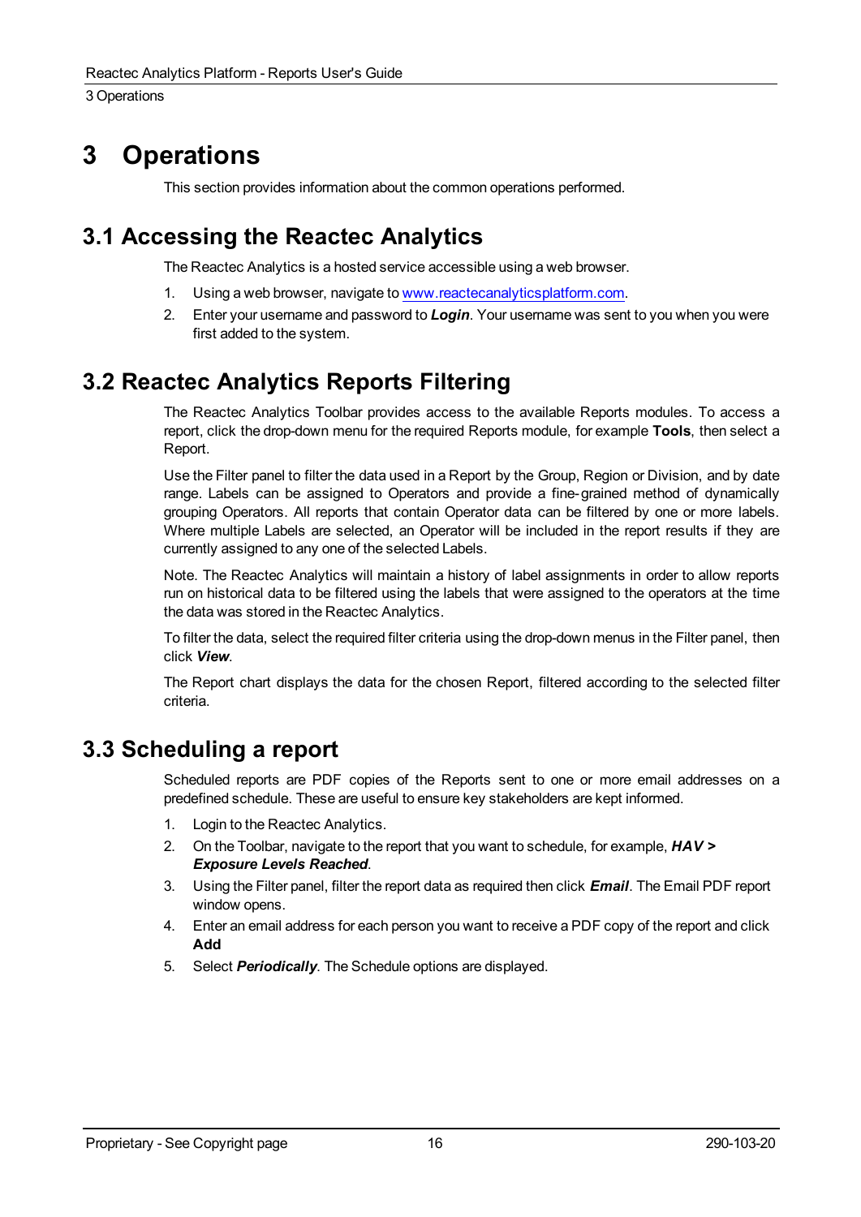# 3 Operations

This section provides information about the common operations performed.

## 3.1 Accessing the Reactec Analytics

The Reactec Analytics is a hosted service accessible using a web browser.

1. Using a web browser, navigate to www.reactecanalyticsplatform.com.
2. Enter your username and password to ***Login***. Your username was sent to you when you were first added to the system.

## 3.2 Reactec Analytics Reports Filtering

The Reactec Analytics Toolbar provides access to the available Reports modules. To access a report, click the drop-down menu for the required Reports module, for example **Tools**, then select a Report.

Use the Filter panel to filter the data used in a Report by the Group, Region or Division, and by date range. Labels can be assigned to Operators and provide a fine-grained method of dynamically grouping Operators. All reports that contain Operator data can be filtered by one or more labels. Where multiple Labels are selected, an Operator will be included in the report results if they are currently assigned to any one of the selected Labels.

Note. The Reactec Analytics will maintain a history of label assignments in order to allow reports run on historical data to be filtered using the labels that were assigned to the operators at the time the data was stored in the Reactec Analytics.

To filter the data, select the required filter criteria using the drop-down menus in the Filter panel, then click ***View***.

The Report chart displays the data for the chosen Report, filtered according to the selected filter criteria.

## 3.3 Scheduling a report

Scheduled reports are PDF copies of the Reports sent to one or more email addresses on a predefined schedule. These are useful to ensure key stakeholders are kept informed.

1. Login to the Reactec Analytics.
2. On the Toolbar, navigate to the report that you want to schedule, for example, ***HAV > Exposure Levels Reached***.
3. Using the Filter panel, filter the report data as required then click ***Email***. The Email PDF report window opens.
4. Enter an email address for each person you want to receive a PDF copy of the report and click **Add**
5. Select ***Periodically***. The Schedule options are displayed.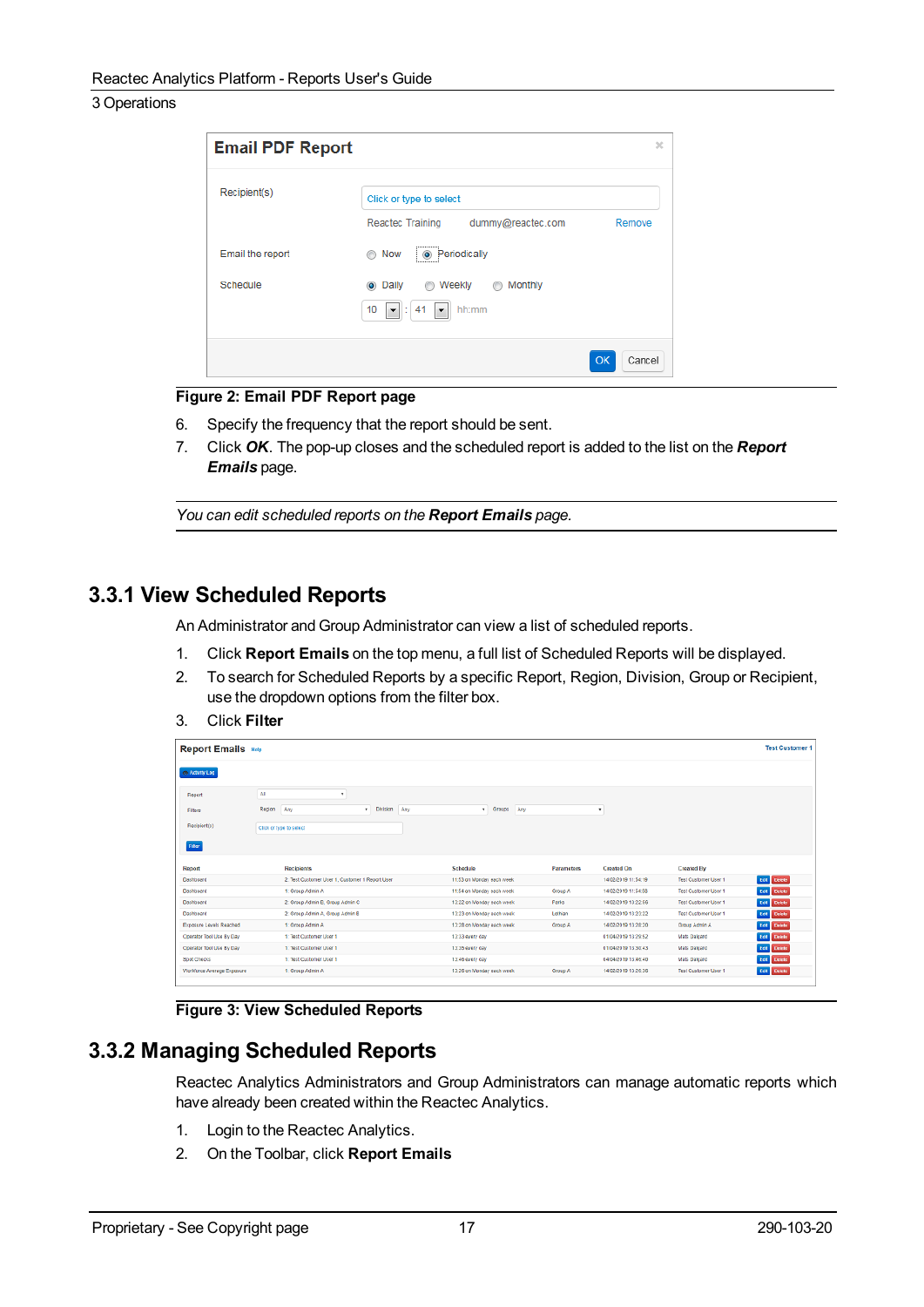Figure 2: Email PDF Report page

6. Specify the frequency that the report should be sent.
7. Click ***OK***. The pop-up closes and the scheduled report is added to the list on the ***Report Emails*** page.

*You can edit scheduled reports on the **Report Emails** page.*

## 3.3.1 View Scheduled Reports

An Administrator and Group Administrator can view a list of scheduled reports.

1. Click **Report Emails** on the top menu, a full list of Scheduled Reports will be displayed.
2. To search for Scheduled Reports by a specific Report, Region, Division, Group or Recipient, use the dropdown options from the filter box.
3. Click **Filter**

Figure 3: View Scheduled Reports

## 3.3.2 Managing Scheduled Reports

Reactec Analytics Administrators and Group Administrators can manage automatic reports which have already been created within the Reactec Analytics.

1. Login to the Reactec Analytics.
2. On the Toolbar, click **Report Emails**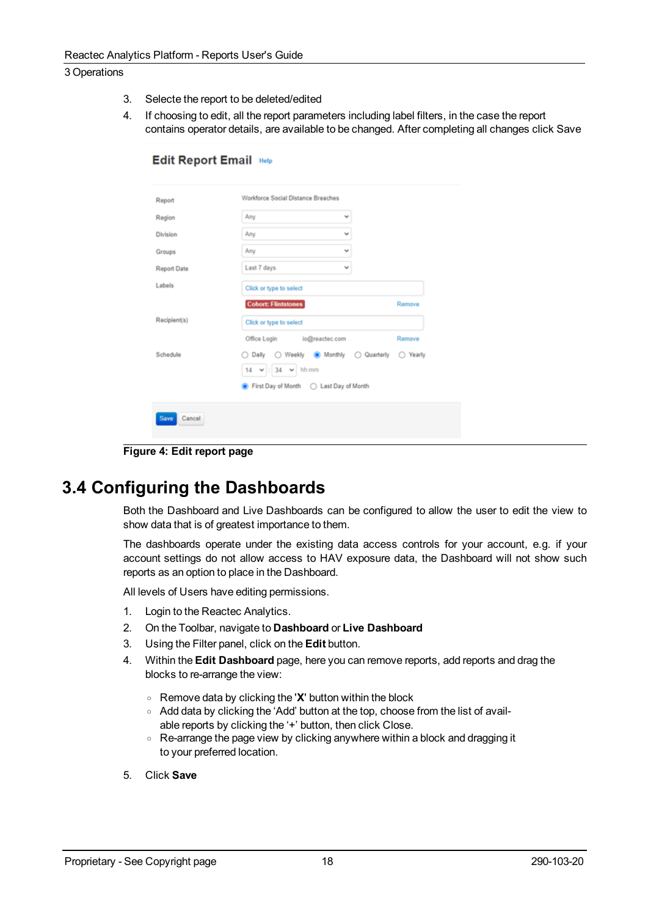3. Selecte the report to be deleted/edited
4. If choosing to edit, all the report parameters including label filters, in the case the report contains operator details, are available to be changed. After completing all changes click Save

**Figure 4: Edit report page**

## 3.4 Configuring the Dashboards

Both the Dashboard and Live Dashboards can be configured to allow the user to edit the view to show data that is of greatest importance to them.

The dashboards operate under the existing data access controls for your account, e.g. if your account settings do not allow access to HAV exposure data, the Dashboard will not show such reports as an option to place in the Dashboard.

All levels of Users have editing permissions.

1. Login to the Reactec Analytics.
2. On the Toolbar, navigate to **Dashboard** or **Live Dashboard**
3. Using the Filter panel, click on the **Edit** button.
4. Within the **Edit Dashboard** page, here you can remove reports, add reports and drag the blocks to re-arrange the view:
   - Remove data by clicking the '**X**' button within the block
   - Add data by clicking the 'Add' button at the top, choose from the list of available reports by clicking the '+' button, then click Close.
   - Re-arrange the page view by clicking anywhere within a block and dragging it to your preferred location.
5. Click **Save**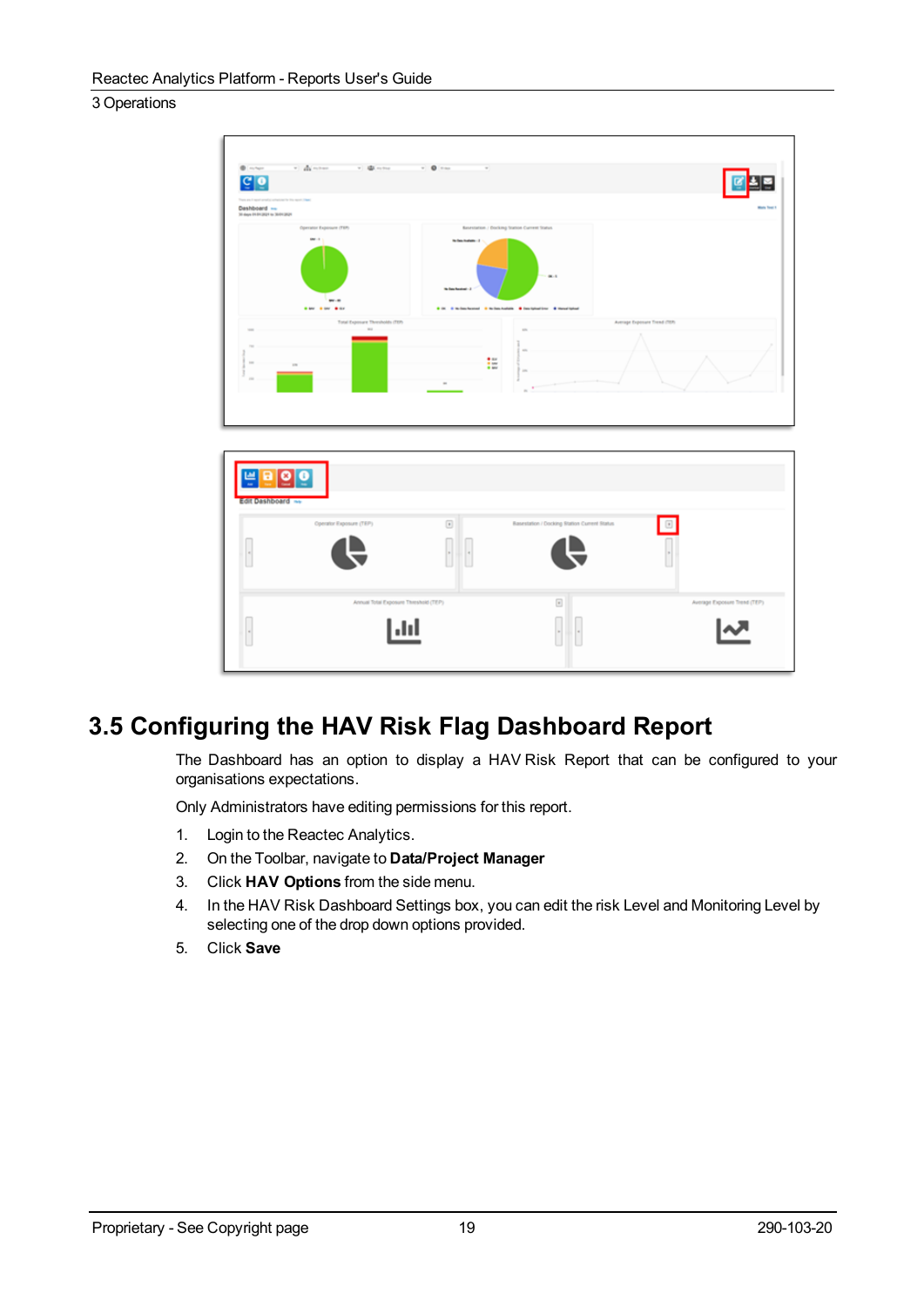## 3.5 Configuring the HAV Risk Flag Dashboard Report

The Dashboard has an option to display a HAV Risk Report that can be configured to your organisations expectations.

Only Administrators have editing permissions for this report.

1. Login to the Reactec Analytics.
2. On the Toolbar, navigate to **Data/Project Manager**
3. Click **HAV Options** from the side menu.
4. In the HAV Risk Dashboard Settings box, you can edit the risk Level and Monitoring Level by selecting one of the drop down options provided.
5. Click **Save**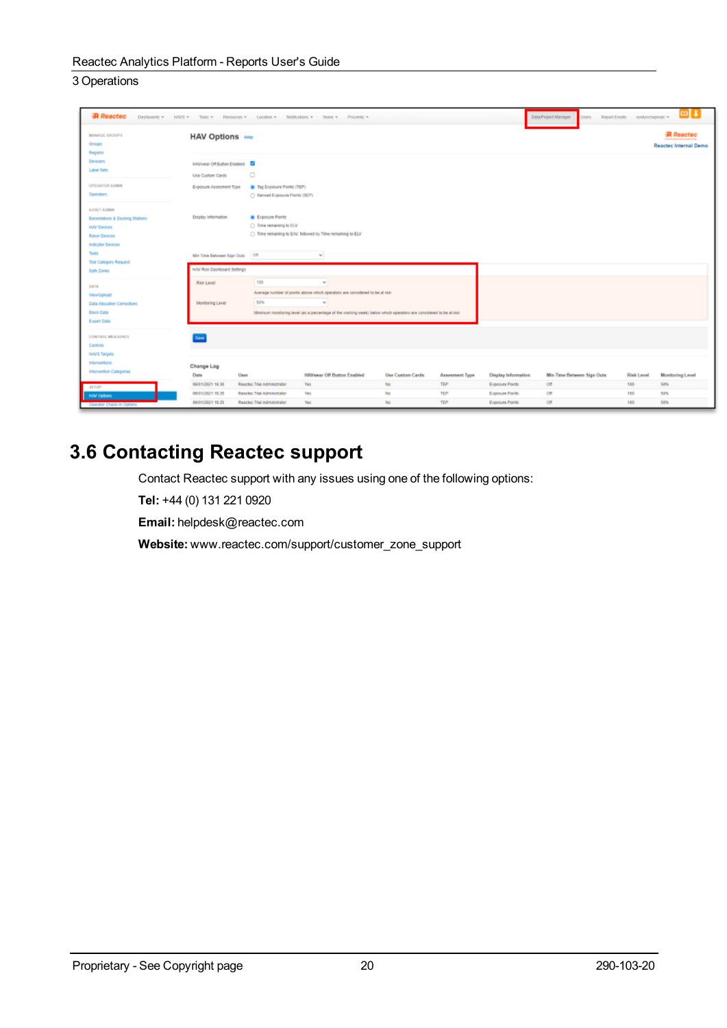## 3.6 Contacting Reactec support

Contact Reactec support with any issues using one of the following options:

**Tel:** +44 (0) 131 221 0920

**Email:** helpdesk@reactec.com

**Website:** www.reactec.com/support/customer_zone_support